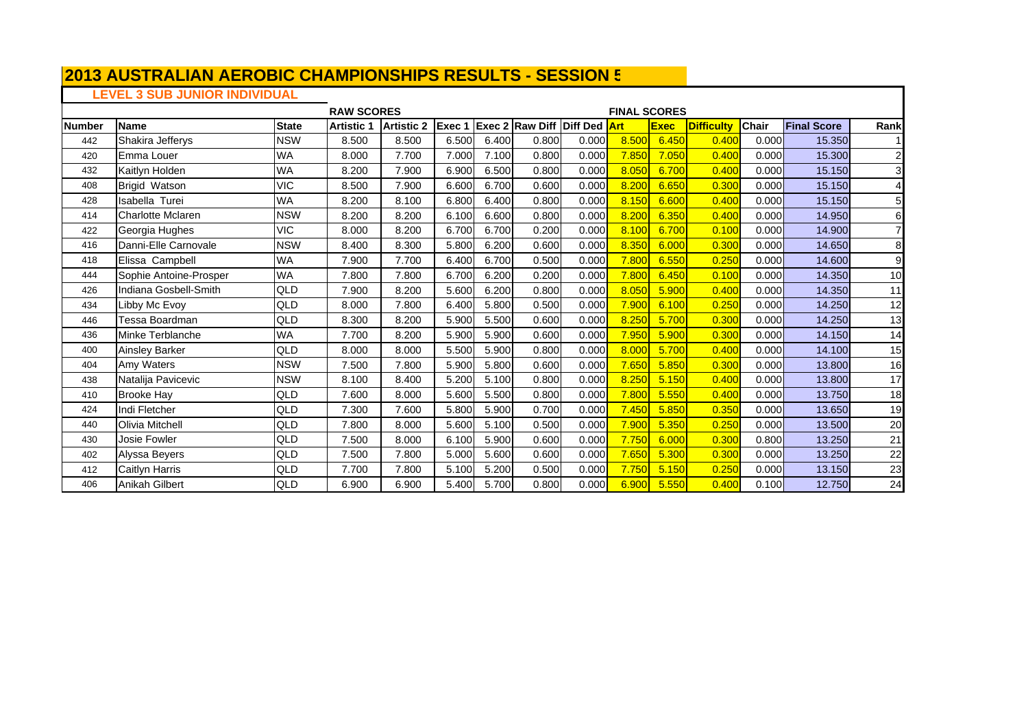# 2013 AUSTRALIAN AEROBIC CHAMPIONSHIPS RESULTS - SESSION 5

## LEVEL 3 SUB JUNIOR INDIVIDUAL

| | | | RAW SCORES | | | | | | FINAL SCORES | | | | | |
|---|---|---|---|---|---|---|---|---|---|---|---|---|---|---|
| **Number** | **Name** | **State** | **Artistic 1** | **Artistic 2** | **Exec 1** | **Exec 2** | **Raw Diff** | **Diff Ded** | **Art** | **Exec** | **Difficulty** | **Chair** | **Final Score** | **Rank** |
| 442 | Shakira Jefferys | NSW | 8.500 | 8.500 | 6.500 | 6.400 | 0.800 | 0.000 | 8.500 | 6.450 | 0.400 | 0.000 | 15.350 | 1 |
| 420 | Emma Louer | WA | 8.000 | 7.700 | 7.000 | 7.100 | 0.800 | 0.000 | 7.850 | 7.050 | 0.400 | 0.000 | 15.300 | 2 |
| 432 | Kaitlyn Holden | WA | 8.200 | 7.900 | 6.900 | 6.500 | 0.800 | 0.000 | 8.050 | 6.700 | 0.400 | 0.000 | 15.150 | 3 |
| 408 | Brigid Watson | VIC | 8.500 | 7.900 | 6.600 | 6.700 | 0.600 | 0.000 | 8.200 | 6.650 | 0.300 | 0.000 | 15.150 | 4 |
| 428 | Isabella Turei | WA | 8.200 | 8.100 | 6.800 | 6.400 | 0.800 | 0.000 | 8.150 | 6.600 | 0.400 | 0.000 | 15.150 | 5 |
| 414 | Charlotte Mclaren | NSW | 8.200 | 8.200 | 6.100 | 6.600 | 0.800 | 0.000 | 8.200 | 6.350 | 0.400 | 0.000 | 14.950 | 6 |
| 422 | Georgia Hughes | VIC | 8.000 | 8.200 | 6.700 | 6.700 | 0.200 | 0.000 | 8.100 | 6.700 | 0.100 | 0.000 | 14.900 | 7 |
| 416 | Danni-Elle Carnovale | NSW | 8.400 | 8.300 | 5.800 | 6.200 | 0.600 | 0.000 | 8.350 | 6.000 | 0.300 | 0.000 | 14.650 | 8 |
| 418 | Elissa Campbell | WA | 7.900 | 7.700 | 6.400 | 6.700 | 0.500 | 0.000 | 7.800 | 6.550 | 0.250 | 0.000 | 14.600 | 9 |
| 444 | Sophie Antoine-Prosper | WA | 7.800 | 7.800 | 6.700 | 6.200 | 0.200 | 0.000 | 7.800 | 6.450 | 0.100 | 0.000 | 14.350 | 10 |
| 426 | Indiana Gosbell-Smith | QLD | 7.900 | 8.200 | 5.600 | 6.200 | 0.800 | 0.000 | 8.050 | 5.900 | 0.400 | 0.000 | 14.350 | 11 |
| 434 | Libby Mc Evoy | QLD | 8.000 | 7.800 | 6.400 | 5.800 | 0.500 | 0.000 | 7.900 | 6.100 | 0.250 | 0.000 | 14.250 | 12 |
| 446 | Tessa Boardman | QLD | 8.300 | 8.200 | 5.900 | 5.500 | 0.600 | 0.000 | 8.250 | 5.700 | 0.300 | 0.000 | 14.250 | 13 |
| 436 | Minke Terblanche | WA | 7.700 | 8.200 | 5.900 | 5.900 | 0.600 | 0.000 | 7.950 | 5.900 | 0.300 | 0.000 | 14.150 | 14 |
| 400 | Ainsley Barker | QLD | 8.000 | 8.000 | 5.500 | 5.900 | 0.800 | 0.000 | 8.000 | 5.700 | 0.400 | 0.000 | 14.100 | 15 |
| 404 | Amy Waters | NSW | 7.500 | 7.800 | 5.900 | 5.800 | 0.600 | 0.000 | 7.650 | 5.850 | 0.300 | 0.000 | 13.800 | 16 |
| 438 | Natalija Pavicevic | NSW | 8.100 | 8.400 | 5.200 | 5.100 | 0.800 | 0.000 | 8.250 | 5.150 | 0.400 | 0.000 | 13.800 | 17 |
| 410 | Brooke Hay | QLD | 7.600 | 8.000 | 5.600 | 5.500 | 0.800 | 0.000 | 7.800 | 5.550 | 0.400 | 0.000 | 13.750 | 18 |
| 424 | Indi Fletcher | QLD | 7.300 | 7.600 | 5.800 | 5.900 | 0.700 | 0.000 | 7.450 | 5.850 | 0.350 | 0.000 | 13.650 | 19 |
| 440 | Olivia Mitchell | QLD | 7.800 | 8.000 | 5.600 | 5.100 | 0.500 | 0.000 | 7.900 | 5.350 | 0.250 | 0.000 | 13.500 | 20 |
| 430 | Josie Fowler | QLD | 7.500 | 8.000 | 6.100 | 5.900 | 0.600 | 0.000 | 7.750 | 6.000 | 0.300 | 0.800 | 13.250 | 21 |
| 402 | Alyssa Beyers | QLD | 7.500 | 7.800 | 5.000 | 5.600 | 0.600 | 0.000 | 7.650 | 5.300 | 0.300 | 0.000 | 13.250 | 22 |
| 412 | Caitlyn Harris | QLD | 7.700 | 7.800 | 5.100 | 5.200 | 0.500 | 0.000 | 7.750 | 5.150 | 0.250 | 0.000 | 13.150 | 23 |
| 406 | Anikah Gilbert | QLD | 6.900 | 6.900 | 5.400 | 5.700 | 0.800 | 0.000 | 6.900 | 5.550 | 0.400 | 0.100 | 12.750 | 24 |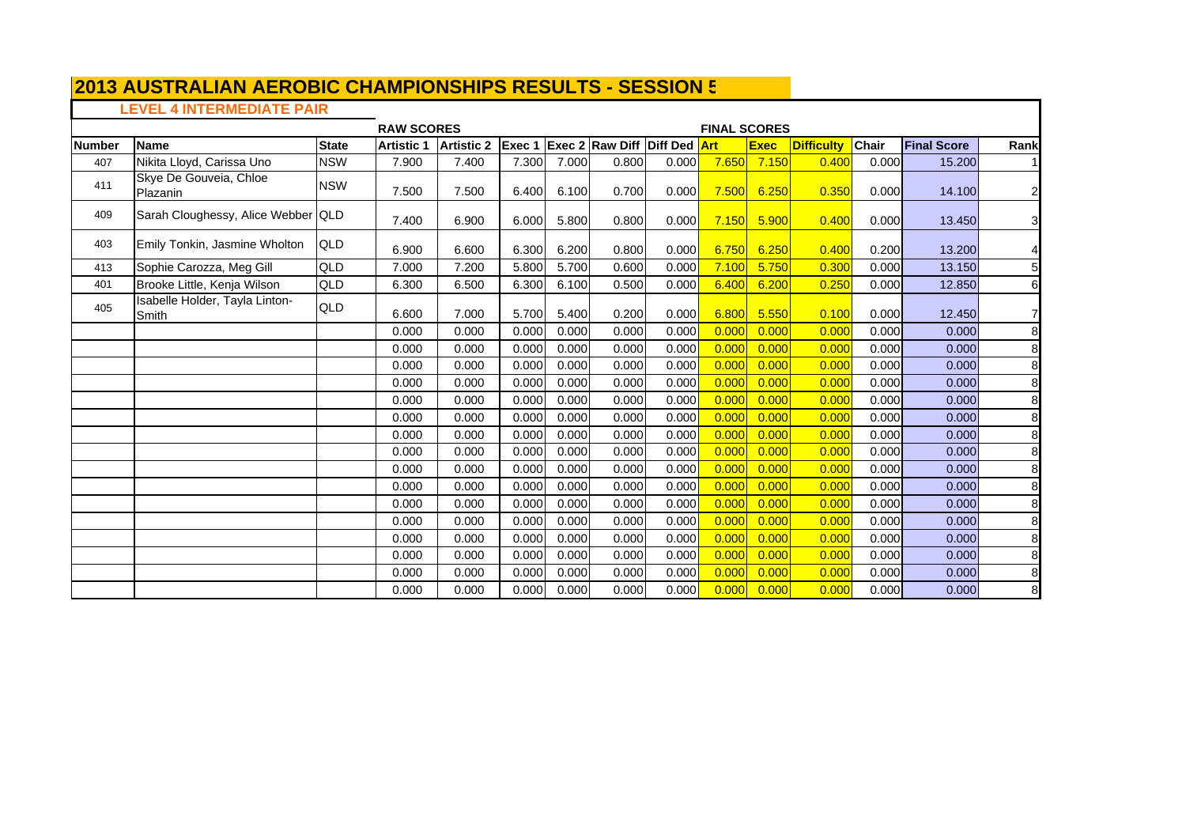# 2013 AUSTRALIAN AEROBIC CHAMPIONSHIPS RESULTS - SESSION 5

## LEVEL 4 INTERMEDIATE PAIR

| | | | RAW SCORES | | | | | | FINAL SCORES | | | | | |
|---|---|---|---|---|---|---|---|---|---|---|---|---|---|---|
| **Number** | **Name** | **State** | **Artistic 1** | **Artistic 2** | **Exec 1** | **Exec 2** | **Raw Diff** | **Diff Ded** | **Art** | **Exec** | **Difficulty** | **Chair** | **Final Score** | **Rank** |
| 407 | Nikita Lloyd, Carissa Uno | NSW | 7.900 | 7.400 | 7.300 | 7.000 | 0.800 | 0.000 | 7.650 | 7.150 | 0.400 | 0.000 | 15.200 | 1 |
| 411 | Skye De Gouveia, Chloe Plazanin | NSW | 7.500 | 7.500 | 6.400 | 6.100 | 0.700 | 0.000 | 7.500 | 6.250 | 0.350 | 0.000 | 14.100 | 2 |
| 409 | Sarah Cloughessy, Alice Webber | QLD | 7.400 | 6.900 | 6.000 | 5.800 | 0.800 | 0.000 | 7.150 | 5.900 | 0.400 | 0.000 | 13.450 | 3 |
| 403 | Emily Tonkin, Jasmine Wholton | QLD | 6.900 | 6.600 | 6.300 | 6.200 | 0.800 | 0.000 | 6.750 | 6.250 | 0.400 | 0.200 | 13.200 | 4 |
| 413 | Sophie Carozza, Meg Gill | QLD | 7.000 | 7.200 | 5.800 | 5.700 | 0.600 | 0.000 | 7.100 | 5.750 | 0.300 | 0.000 | 13.150 | 5 |
| 401 | Brooke Little, Kenja Wilson | QLD | 6.300 | 6.500 | 6.300 | 6.100 | 0.500 | 0.000 | 6.400 | 6.200 | 0.250 | 0.000 | 12.850 | 6 |
| 405 | Isabelle Holder, Tayla Linton-Smith | QLD | 6.600 | 7.000 | 5.700 | 5.400 | 0.200 | 0.000 | 6.800 | 5.550 | 0.100 | 0.000 | 12.450 | 7 |
| | | | 0.000 | 0.000 | 0.000 | 0.000 | 0.000 | 0.000 | 0.000 | 0.000 | 0.000 | 0.000 | 0.000 | 8 |
| | | | 0.000 | 0.000 | 0.000 | 0.000 | 0.000 | 0.000 | 0.000 | 0.000 | 0.000 | 0.000 | 0.000 | 8 |
| | | | 0.000 | 0.000 | 0.000 | 0.000 | 0.000 | 0.000 | 0.000 | 0.000 | 0.000 | 0.000 | 0.000 | 8 |
| | | | 0.000 | 0.000 | 0.000 | 0.000 | 0.000 | 0.000 | 0.000 | 0.000 | 0.000 | 0.000 | 0.000 | 8 |
| | | | 0.000 | 0.000 | 0.000 | 0.000 | 0.000 | 0.000 | 0.000 | 0.000 | 0.000 | 0.000 | 0.000 | 8 |
| | | | 0.000 | 0.000 | 0.000 | 0.000 | 0.000 | 0.000 | 0.000 | 0.000 | 0.000 | 0.000 | 0.000 | 8 |
| | | | 0.000 | 0.000 | 0.000 | 0.000 | 0.000 | 0.000 | 0.000 | 0.000 | 0.000 | 0.000 | 0.000 | 8 |
| | | | 0.000 | 0.000 | 0.000 | 0.000 | 0.000 | 0.000 | 0.000 | 0.000 | 0.000 | 0.000 | 0.000 | 8 |
| | | | 0.000 | 0.000 | 0.000 | 0.000 | 0.000 | 0.000 | 0.000 | 0.000 | 0.000 | 0.000 | 0.000 | 8 |
| | | | 0.000 | 0.000 | 0.000 | 0.000 | 0.000 | 0.000 | 0.000 | 0.000 | 0.000 | 0.000 | 0.000 | 8 |
| | | | 0.000 | 0.000 | 0.000 | 0.000 | 0.000 | 0.000 | 0.000 | 0.000 | 0.000 | 0.000 | 0.000 | 8 |
| | | | 0.000 | 0.000 | 0.000 | 0.000 | 0.000 | 0.000 | 0.000 | 0.000 | 0.000 | 0.000 | 0.000 | 8 |
| | | | 0.000 | 0.000 | 0.000 | 0.000 | 0.000 | 0.000 | 0.000 | 0.000 | 0.000 | 0.000 | 0.000 | 8 |
| | | | 0.000 | 0.000 | 0.000 | 0.000 | 0.000 | 0.000 | 0.000 | 0.000 | 0.000 | 0.000 | 0.000 | 8 |
| | | | 0.000 | 0.000 | 0.000 | 0.000 | 0.000 | 0.000 | 0.000 | 0.000 | 0.000 | 0.000 | 0.000 | 8 |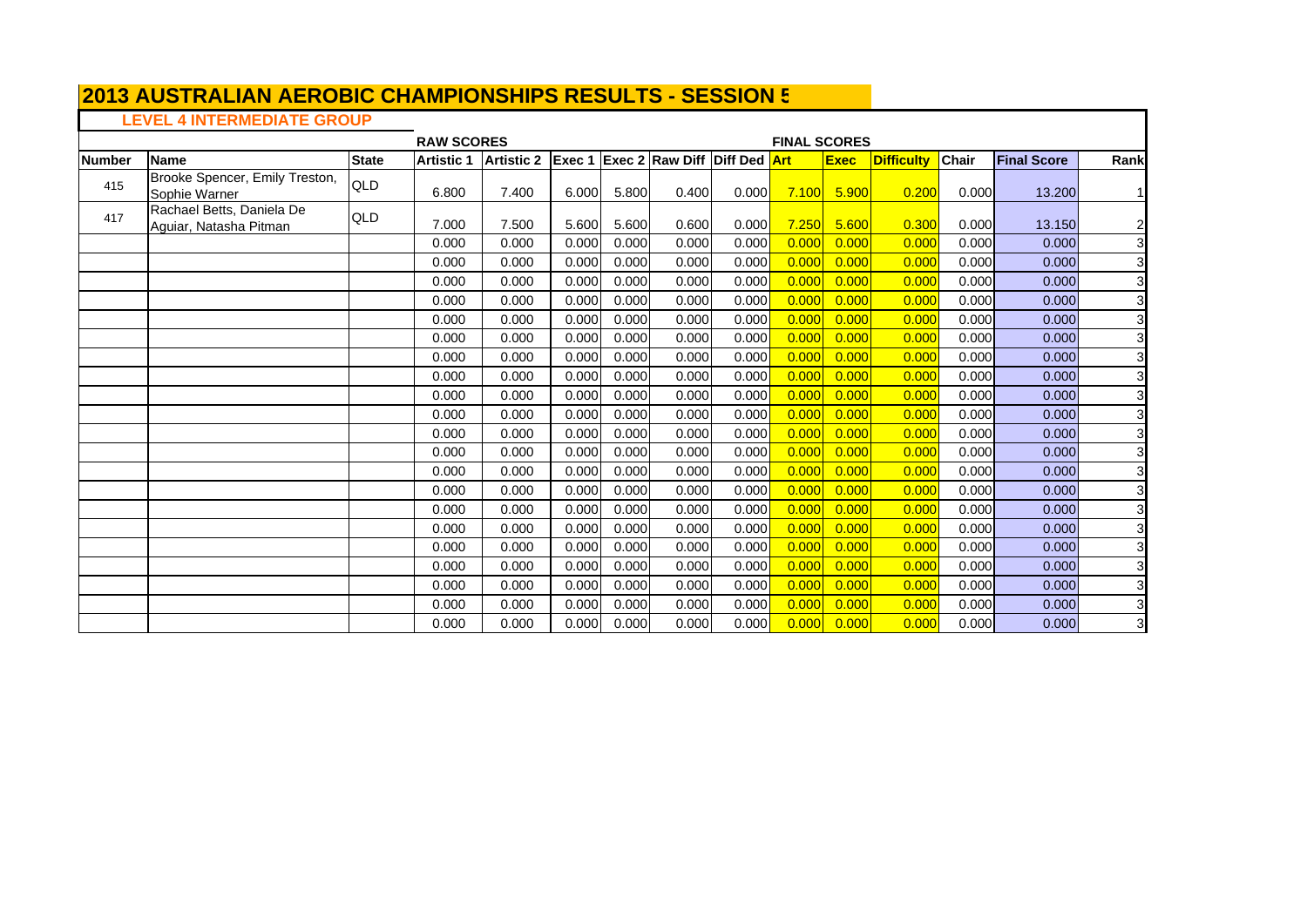# 2013 AUSTRALIAN AEROBIC CHAMPIONSHIPS RESULTS - SESSION 5

## LEVEL 4 INTERMEDIATE GROUP

| | | | RAW SCORES | | | | | | FINAL SCORES | | | | | |
|---|---|---|---|---|---|---|---|---|---|---|---|---|---|---|
| Number | Name | State | Artistic 1 | Artistic 2 | Exec 1 | Exec 2 | Raw Diff | Diff Ded | Art | Exec | Difficulty | Chair | Final Score | Rank |
| 415 | Brooke Spencer, Emily Treston, Sophie Warner | QLD | 6.800 | 7.400 | 6.000 | 5.800 | 0.400 | 0.000 | 7.100 | 5.900 | 0.200 | 0.000 | 13.200 | 1 |
| 417 | Rachael Betts, Daniela De Aguiar, Natasha Pitman | QLD | 7.000 | 7.500 | 5.600 | 5.600 | 0.600 | 0.000 | 7.250 | 5.600 | 0.300 | 0.000 | 13.150 | 2 |
| | | | 0.000 | 0.000 | 0.000 | 0.000 | 0.000 | 0.000 | 0.000 | 0.000 | 0.000 | 0.000 | 0.000 | 3 |
| | | | 0.000 | 0.000 | 0.000 | 0.000 | 0.000 | 0.000 | 0.000 | 0.000 | 0.000 | 0.000 | 0.000 | 3 |
| | | | 0.000 | 0.000 | 0.000 | 0.000 | 0.000 | 0.000 | 0.000 | 0.000 | 0.000 | 0.000 | 0.000 | 3 |
| | | | 0.000 | 0.000 | 0.000 | 0.000 | 0.000 | 0.000 | 0.000 | 0.000 | 0.000 | 0.000 | 0.000 | 3 |
| | | | 0.000 | 0.000 | 0.000 | 0.000 | 0.000 | 0.000 | 0.000 | 0.000 | 0.000 | 0.000 | 0.000 | 3 |
| | | | 0.000 | 0.000 | 0.000 | 0.000 | 0.000 | 0.000 | 0.000 | 0.000 | 0.000 | 0.000 | 0.000 | 3 |
| | | | 0.000 | 0.000 | 0.000 | 0.000 | 0.000 | 0.000 | 0.000 | 0.000 | 0.000 | 0.000 | 0.000 | 3 |
| | | | 0.000 | 0.000 | 0.000 | 0.000 | 0.000 | 0.000 | 0.000 | 0.000 | 0.000 | 0.000 | 0.000 | 3 |
| | | | 0.000 | 0.000 | 0.000 | 0.000 | 0.000 | 0.000 | 0.000 | 0.000 | 0.000 | 0.000 | 0.000 | 3 |
| | | | 0.000 | 0.000 | 0.000 | 0.000 | 0.000 | 0.000 | 0.000 | 0.000 | 0.000 | 0.000 | 0.000 | 3 |
| | | | 0.000 | 0.000 | 0.000 | 0.000 | 0.000 | 0.000 | 0.000 | 0.000 | 0.000 | 0.000 | 0.000 | 3 |
| | | | 0.000 | 0.000 | 0.000 | 0.000 | 0.000 | 0.000 | 0.000 | 0.000 | 0.000 | 0.000 | 0.000 | 3 |
| | | | 0.000 | 0.000 | 0.000 | 0.000 | 0.000 | 0.000 | 0.000 | 0.000 | 0.000 | 0.000 | 0.000 | 3 |
| | | | 0.000 | 0.000 | 0.000 | 0.000 | 0.000 | 0.000 | 0.000 | 0.000 | 0.000 | 0.000 | 0.000 | 3 |
| | | | 0.000 | 0.000 | 0.000 | 0.000 | 0.000 | 0.000 | 0.000 | 0.000 | 0.000 | 0.000 | 0.000 | 3 |
| | | | 0.000 | 0.000 | 0.000 | 0.000 | 0.000 | 0.000 | 0.000 | 0.000 | 0.000 | 0.000 | 0.000 | 3 |
| | | | 0.000 | 0.000 | 0.000 | 0.000 | 0.000 | 0.000 | 0.000 | 0.000 | 0.000 | 0.000 | 0.000 | 3 |
| | | | 0.000 | 0.000 | 0.000 | 0.000 | 0.000 | 0.000 | 0.000 | 0.000 | 0.000 | 0.000 | 0.000 | 3 |
| | | | 0.000 | 0.000 | 0.000 | 0.000 | 0.000 | 0.000 | 0.000 | 0.000 | 0.000 | 0.000 | 0.000 | 3 |
| | | | 0.000 | 0.000 | 0.000 | 0.000 | 0.000 | 0.000 | 0.000 | 0.000 | 0.000 | 0.000 | 0.000 | 3 |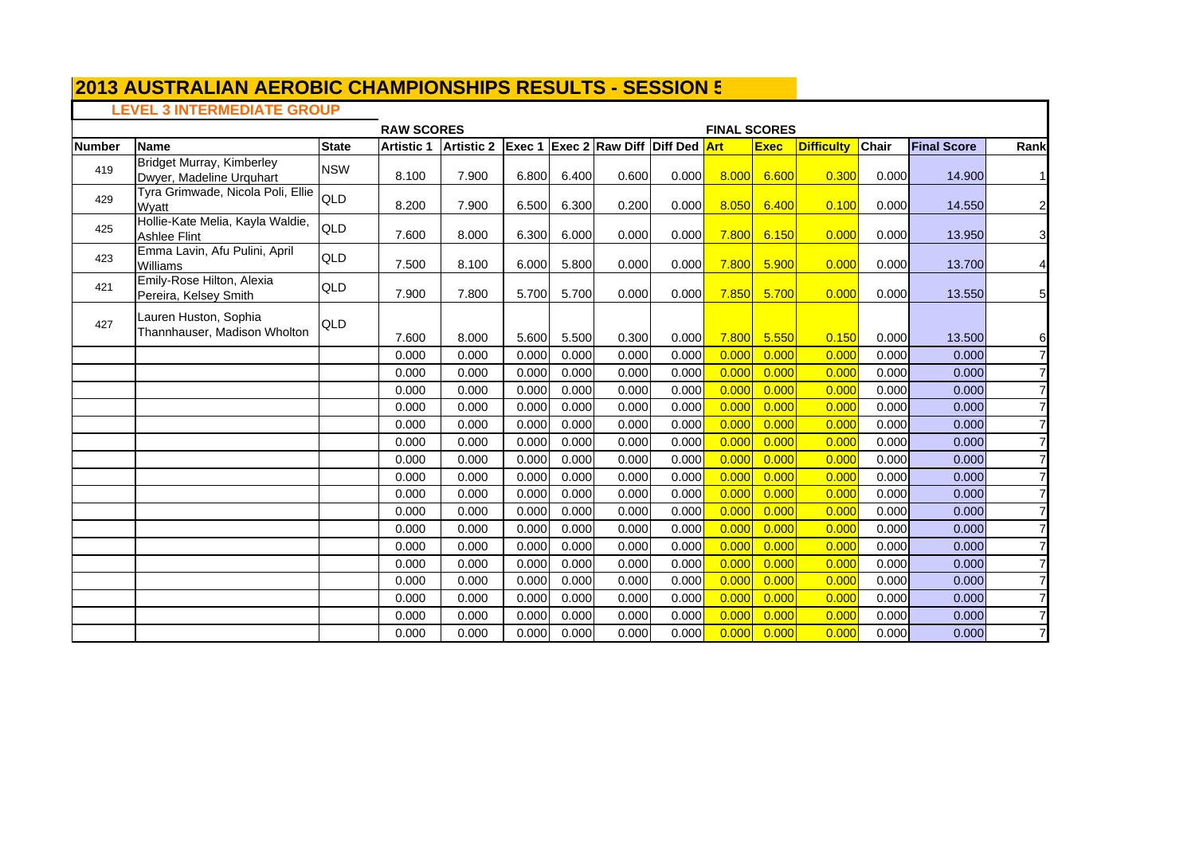# 2013 AUSTRALIAN AEROBIC CHAMPIONSHIPS RESULTS - SESSION 5

## LEVEL 3 INTERMEDIATE GROUP

| | | | RAW SCORES | | | | | | FINAL SCORES | | | | | |
|---|---|---|---|---|---|---|---|---|---|---|---|---|---|---|
| **Number** | **Name** | **State** | **Artistic 1** | **Artistic 2** | **Exec 1** | **Exec 2** | **Raw Diff** | **Diff Ded** | **Art** | **Exec** | **Difficulty** | **Chair** | **Final Score** | **Rank** |
| 419 | Bridget Murray, Kimberley Dwyer, Madeline Urquhart | NSW | 8.100 | 7.900 | 6.800 | 6.400 | 0.600 | 0.000 | 8.000 | 6.600 | 0.300 | 0.000 | 14.900 | 1 |
| 429 | Tyra Grimwade, Nicola Poli, Ellie Wyatt | QLD | 8.200 | 7.900 | 6.500 | 6.300 | 0.200 | 0.000 | 8.050 | 6.400 | 0.100 | 0.000 | 14.550 | 2 |
| 425 | Hollie-Kate Melia, Kayla Waldie, Ashlee Flint | QLD | 7.600 | 8.000 | 6.300 | 6.000 | 0.000 | 0.000 | 7.800 | 6.150 | 0.000 | 0.000 | 13.950 | 3 |
| 423 | Emma Lavin, Afu Pulini, April Williams | QLD | 7.500 | 8.100 | 6.000 | 5.800 | 0.000 | 0.000 | 7.800 | 5.900 | 0.000 | 0.000 | 13.700 | 4 |
| 421 | Emily-Rose Hilton, Alexia Pereira, Kelsey Smith | QLD | 7.900 | 7.800 | 5.700 | 5.700 | 0.000 | 0.000 | 7.850 | 5.700 | 0.000 | 0.000 | 13.550 | 5 |
| 427 | Lauren Huston, Sophia Thannhauser, Madison Wholton | QLD | 7.600 | 8.000 | 5.600 | 5.500 | 0.300 | 0.000 | 7.800 | 5.550 | 0.150 | 0.000 | 13.500 | 6 |
| | | | 0.000 | 0.000 | 0.000 | 0.000 | 0.000 | 0.000 | 0.000 | 0.000 | 0.000 | 0.000 | 0.000 | 7 |
| | | | 0.000 | 0.000 | 0.000 | 0.000 | 0.000 | 0.000 | 0.000 | 0.000 | 0.000 | 0.000 | 0.000 | 7 |
| | | | 0.000 | 0.000 | 0.000 | 0.000 | 0.000 | 0.000 | 0.000 | 0.000 | 0.000 | 0.000 | 0.000 | 7 |
| | | | 0.000 | 0.000 | 0.000 | 0.000 | 0.000 | 0.000 | 0.000 | 0.000 | 0.000 | 0.000 | 0.000 | 7 |
| | | | 0.000 | 0.000 | 0.000 | 0.000 | 0.000 | 0.000 | 0.000 | 0.000 | 0.000 | 0.000 | 0.000 | 7 |
| | | | 0.000 | 0.000 | 0.000 | 0.000 | 0.000 | 0.000 | 0.000 | 0.000 | 0.000 | 0.000 | 0.000 | 7 |
| | | | 0.000 | 0.000 | 0.000 | 0.000 | 0.000 | 0.000 | 0.000 | 0.000 | 0.000 | 0.000 | 0.000 | 7 |
| | | | 0.000 | 0.000 | 0.000 | 0.000 | 0.000 | 0.000 | 0.000 | 0.000 | 0.000 | 0.000 | 0.000 | 7 |
| | | | 0.000 | 0.000 | 0.000 | 0.000 | 0.000 | 0.000 | 0.000 | 0.000 | 0.000 | 0.000 | 0.000 | 7 |
| | | | 0.000 | 0.000 | 0.000 | 0.000 | 0.000 | 0.000 | 0.000 | 0.000 | 0.000 | 0.000 | 0.000 | 7 |
| | | | 0.000 | 0.000 | 0.000 | 0.000 | 0.000 | 0.000 | 0.000 | 0.000 | 0.000 | 0.000 | 0.000 | 7 |
| | | | 0.000 | 0.000 | 0.000 | 0.000 | 0.000 | 0.000 | 0.000 | 0.000 | 0.000 | 0.000 | 0.000 | 7 |
| | | | 0.000 | 0.000 | 0.000 | 0.000 | 0.000 | 0.000 | 0.000 | 0.000 | 0.000 | 0.000 | 0.000 | 7 |
| | | | 0.000 | 0.000 | 0.000 | 0.000 | 0.000 | 0.000 | 0.000 | 0.000 | 0.000 | 0.000 | 0.000 | 7 |
| | | | 0.000 | 0.000 | 0.000 | 0.000 | 0.000 | 0.000 | 0.000 | 0.000 | 0.000 | 0.000 | 0.000 | 7 |
| | | | 0.000 | 0.000 | 0.000 | 0.000 | 0.000 | 0.000 | 0.000 | 0.000 | 0.000 | 0.000 | 0.000 | 7 |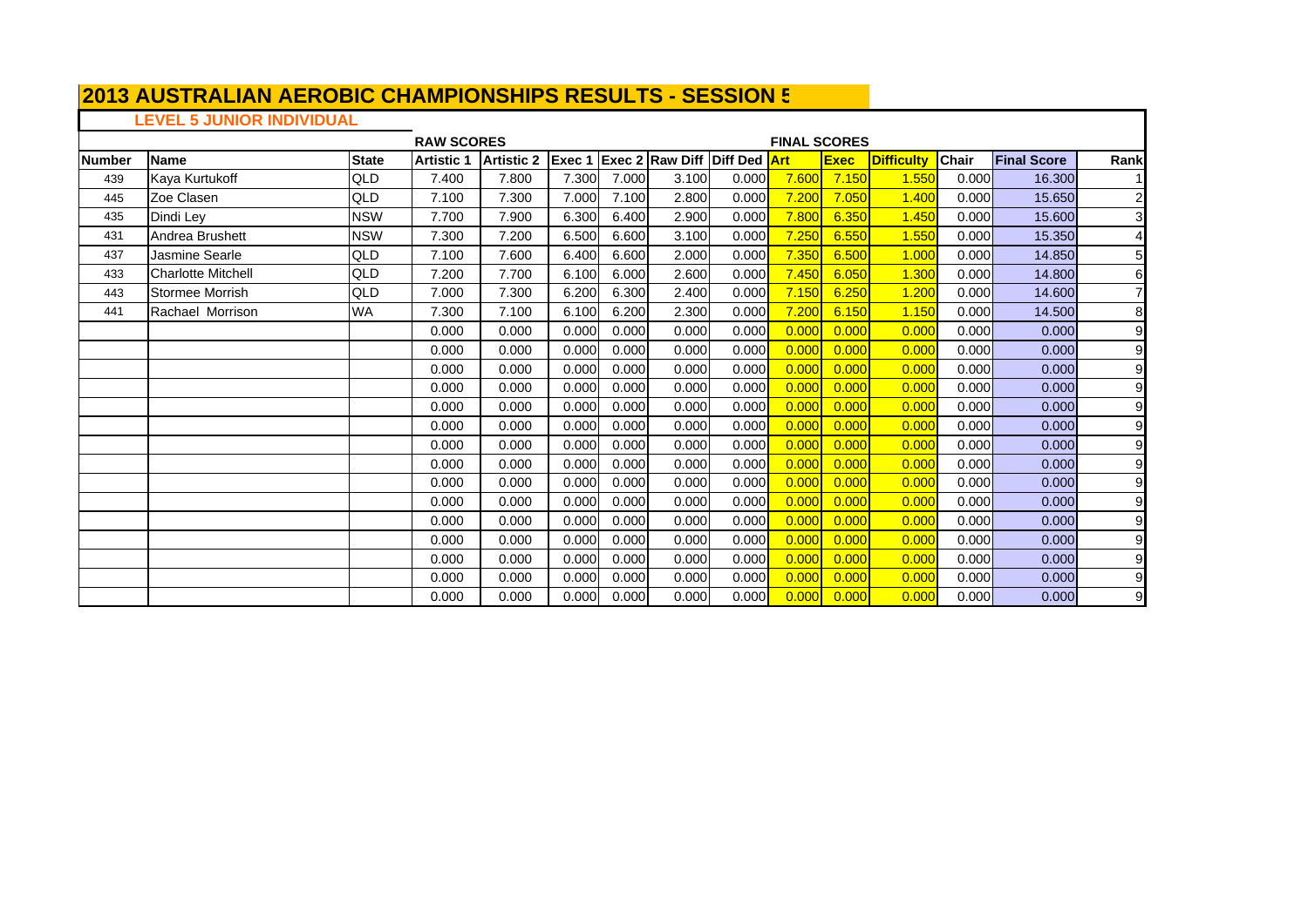# 2013 AUSTRALIAN AEROBIC CHAMPIONSHIPS RESULTS - SESSION 5

## LEVEL 5 JUNIOR INDIVIDUAL

| | | | RAW SCORES | | | | | | FINAL SCORES | | | | | |
|---|---|---|---|---|---|---|---|---|---|---|---|---|---|---|
| **Number** | **Name** | **State** | **Artistic 1** | **Artistic 2** | **Exec 1** | **Exec 2** | **Raw Diff** | **Diff Ded** | **Art** | **Exec** | **Difficulty** | **Chair** | **Final Score** | **Rank** |
| 439 | Kaya Kurtukoff | QLD | 7.400 | 7.800 | 7.300 | 7.000 | 3.100 | 0.000 | 7.600 | 7.150 | 1.550 | 0.000 | 16.300 | 1 |
| 445 | Zoe Clasen | QLD | 7.100 | 7.300 | 7.000 | 7.100 | 2.800 | 0.000 | 7.200 | 7.050 | 1.400 | 0.000 | 15.650 | 2 |
| 435 | Dindi Ley | NSW | 7.700 | 7.900 | 6.300 | 6.400 | 2.900 | 0.000 | 7.800 | 6.350 | 1.450 | 0.000 | 15.600 | 3 |
| 431 | Andrea Brushett | NSW | 7.300 | 7.200 | 6.500 | 6.600 | 3.100 | 0.000 | 7.250 | 6.550 | 1.550 | 0.000 | 15.350 | 4 |
| 437 | Jasmine Searle | QLD | 7.100 | 7.600 | 6.400 | 6.600 | 2.000 | 0.000 | 7.350 | 6.500 | 1.000 | 0.000 | 14.850 | 5 |
| 433 | Charlotte Mitchell | QLD | 7.200 | 7.700 | 6.100 | 6.000 | 2.600 | 0.000 | 7.450 | 6.050 | 1.300 | 0.000 | 14.800 | 6 |
| 443 | Stormee Morrish | QLD | 7.000 | 7.300 | 6.200 | 6.300 | 2.400 | 0.000 | 7.150 | 6.250 | 1.200 | 0.000 | 14.600 | 7 |
| 441 | Rachael Morrison | WA | 7.300 | 7.100 | 6.100 | 6.200 | 2.300 | 0.000 | 7.200 | 6.150 | 1.150 | 0.000 | 14.500 | 8 |
| | | | 0.000 | 0.000 | 0.000 | 0.000 | 0.000 | 0.000 | 0.000 | 0.000 | 0.000 | 0.000 | 0.000 | 9 |
| | | | 0.000 | 0.000 | 0.000 | 0.000 | 0.000 | 0.000 | 0.000 | 0.000 | 0.000 | 0.000 | 0.000 | 9 |
| | | | 0.000 | 0.000 | 0.000 | 0.000 | 0.000 | 0.000 | 0.000 | 0.000 | 0.000 | 0.000 | 0.000 | 9 |
| | | | 0.000 | 0.000 | 0.000 | 0.000 | 0.000 | 0.000 | 0.000 | 0.000 | 0.000 | 0.000 | 0.000 | 9 |
| | | | 0.000 | 0.000 | 0.000 | 0.000 | 0.000 | 0.000 | 0.000 | 0.000 | 0.000 | 0.000 | 0.000 | 9 |
| | | | 0.000 | 0.000 | 0.000 | 0.000 | 0.000 | 0.000 | 0.000 | 0.000 | 0.000 | 0.000 | 0.000 | 9 |
| | | | 0.000 | 0.000 | 0.000 | 0.000 | 0.000 | 0.000 | 0.000 | 0.000 | 0.000 | 0.000 | 0.000 | 9 |
| | | | 0.000 | 0.000 | 0.000 | 0.000 | 0.000 | 0.000 | 0.000 | 0.000 | 0.000 | 0.000 | 0.000 | 9 |
| | | | 0.000 | 0.000 | 0.000 | 0.000 | 0.000 | 0.000 | 0.000 | 0.000 | 0.000 | 0.000 | 0.000 | 9 |
| | | | 0.000 | 0.000 | 0.000 | 0.000 | 0.000 | 0.000 | 0.000 | 0.000 | 0.000 | 0.000 | 0.000 | 9 |
| | | | 0.000 | 0.000 | 0.000 | 0.000 | 0.000 | 0.000 | 0.000 | 0.000 | 0.000 | 0.000 | 0.000 | 9 |
| | | | 0.000 | 0.000 | 0.000 | 0.000 | 0.000 | 0.000 | 0.000 | 0.000 | 0.000 | 0.000 | 0.000 | 9 |
| | | | 0.000 | 0.000 | 0.000 | 0.000 | 0.000 | 0.000 | 0.000 | 0.000 | 0.000 | 0.000 | 0.000 | 9 |
| | | | 0.000 | 0.000 | 0.000 | 0.000 | 0.000 | 0.000 | 0.000 | 0.000 | 0.000 | 0.000 | 0.000 | 9 |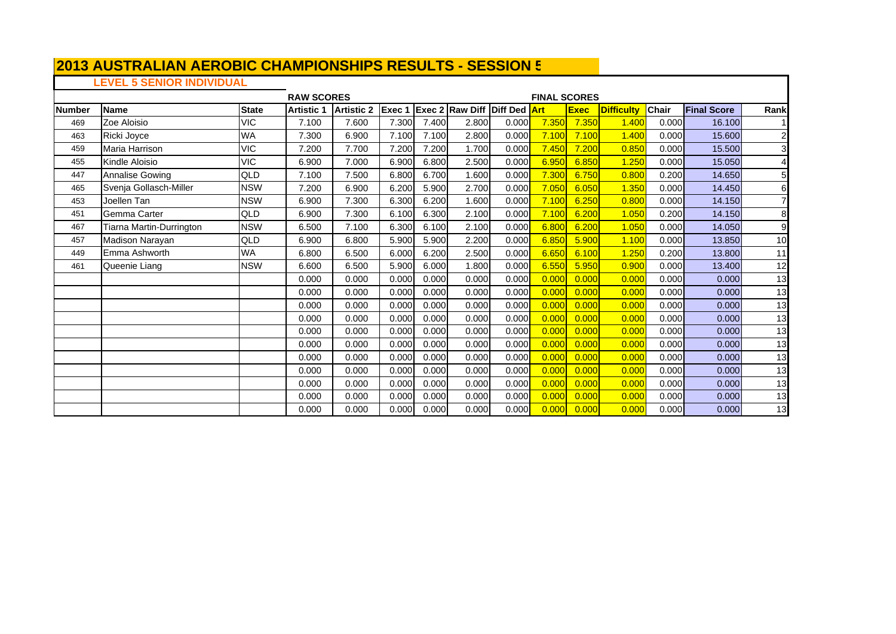# 2013 AUSTRALIAN AEROBIC CHAMPIONSHIPS RESULTS - SESSION 5

## LEVEL 5 SENIOR INDIVIDUAL

| | | | RAW SCORES | | | | | | FINAL SCORES | | | | | |
|---|---|---|---|---|---|---|---|---|---|---|---|---|---|---|
| Number | Name | State | Artistic 1 | Artistic 2 | Exec 1 | Exec 2 | Raw Diff | Diff Ded | Art | Exec | Difficulty | Chair | Final Score | Rank |
| 469 | Zoe Aloisio | VIC | 7.100 | 7.600 | 7.300 | 7.400 | 2.800 | 0.000 | 7.350 | 7.350 | 1.400 | 0.000 | 16.100 | 1 |
| 463 | Ricki Joyce | WA | 7.300 | 6.900 | 7.100 | 7.100 | 2.800 | 0.000 | 7.100 | 7.100 | 1.400 | 0.000 | 15.600 | 2 |
| 459 | Maria Harrison | VIC | 7.200 | 7.700 | 7.200 | 7.200 | 1.700 | 0.000 | 7.450 | 7.200 | 0.850 | 0.000 | 15.500 | 3 |
| 455 | Kindle Aloisio | VIC | 6.900 | 7.000 | 6.900 | 6.800 | 2.500 | 0.000 | 6.950 | 6.850 | 1.250 | 0.000 | 15.050 | 4 |
| 447 | Annalise Gowing | QLD | 7.100 | 7.500 | 6.800 | 6.700 | 1.600 | 0.000 | 7.300 | 6.750 | 0.800 | 0.200 | 14.650 | 5 |
| 465 | Svenja Gollasch-Miller | NSW | 7.200 | 6.900 | 6.200 | 5.900 | 2.700 | 0.000 | 7.050 | 6.050 | 1.350 | 0.000 | 14.450 | 6 |
| 453 | Joellen Tan | NSW | 6.900 | 7.300 | 6.300 | 6.200 | 1.600 | 0.000 | 7.100 | 6.250 | 0.800 | 0.000 | 14.150 | 7 |
| 451 | Gemma Carter | QLD | 6.900 | 7.300 | 6.100 | 6.300 | 2.100 | 0.000 | 7.100 | 6.200 | 1.050 | 0.200 | 14.150 | 8 |
| 467 | Tiarna Martin-Durrington | NSW | 6.500 | 7.100 | 6.300 | 6.100 | 2.100 | 0.000 | 6.800 | 6.200 | 1.050 | 0.000 | 14.050 | 9 |
| 457 | Madison Narayan | QLD | 6.900 | 6.800 | 5.900 | 5.900 | 2.200 | 0.000 | 6.850 | 5.900 | 1.100 | 0.000 | 13.850 | 10 |
| 449 | Emma Ashworth | WA | 6.800 | 6.500 | 6.000 | 6.200 | 2.500 | 0.000 | 6.650 | 6.100 | 1.250 | 0.200 | 13.800 | 11 |
| 461 | Queenie Liang | NSW | 6.600 | 6.500 | 5.900 | 6.000 | 1.800 | 0.000 | 6.550 | 5.950 | 0.900 | 0.000 | 13.400 | 12 |
| | | | 0.000 | 0.000 | 0.000 | 0.000 | 0.000 | 0.000 | 0.000 | 0.000 | 0.000 | 0.000 | 0.000 | 13 |
| | | | 0.000 | 0.000 | 0.000 | 0.000 | 0.000 | 0.000 | 0.000 | 0.000 | 0.000 | 0.000 | 0.000 | 13 |
| | | | 0.000 | 0.000 | 0.000 | 0.000 | 0.000 | 0.000 | 0.000 | 0.000 | 0.000 | 0.000 | 0.000 | 13 |
| | | | 0.000 | 0.000 | 0.000 | 0.000 | 0.000 | 0.000 | 0.000 | 0.000 | 0.000 | 0.000 | 0.000 | 13 |
| | | | 0.000 | 0.000 | 0.000 | 0.000 | 0.000 | 0.000 | 0.000 | 0.000 | 0.000 | 0.000 | 0.000 | 13 |
| | | | 0.000 | 0.000 | 0.000 | 0.000 | 0.000 | 0.000 | 0.000 | 0.000 | 0.000 | 0.000 | 0.000 | 13 |
| | | | 0.000 | 0.000 | 0.000 | 0.000 | 0.000 | 0.000 | 0.000 | 0.000 | 0.000 | 0.000 | 0.000 | 13 |
| | | | 0.000 | 0.000 | 0.000 | 0.000 | 0.000 | 0.000 | 0.000 | 0.000 | 0.000 | 0.000 | 0.000 | 13 |
| | | | 0.000 | 0.000 | 0.000 | 0.000 | 0.000 | 0.000 | 0.000 | 0.000 | 0.000 | 0.000 | 0.000 | 13 |
| | | | 0.000 | 0.000 | 0.000 | 0.000 | 0.000 | 0.000 | 0.000 | 0.000 | 0.000 | 0.000 | 0.000 | 13 |
| | | | 0.000 | 0.000 | 0.000 | 0.000 | 0.000 | 0.000 | 0.000 | 0.000 | 0.000 | 0.000 | 0.000 | 13 |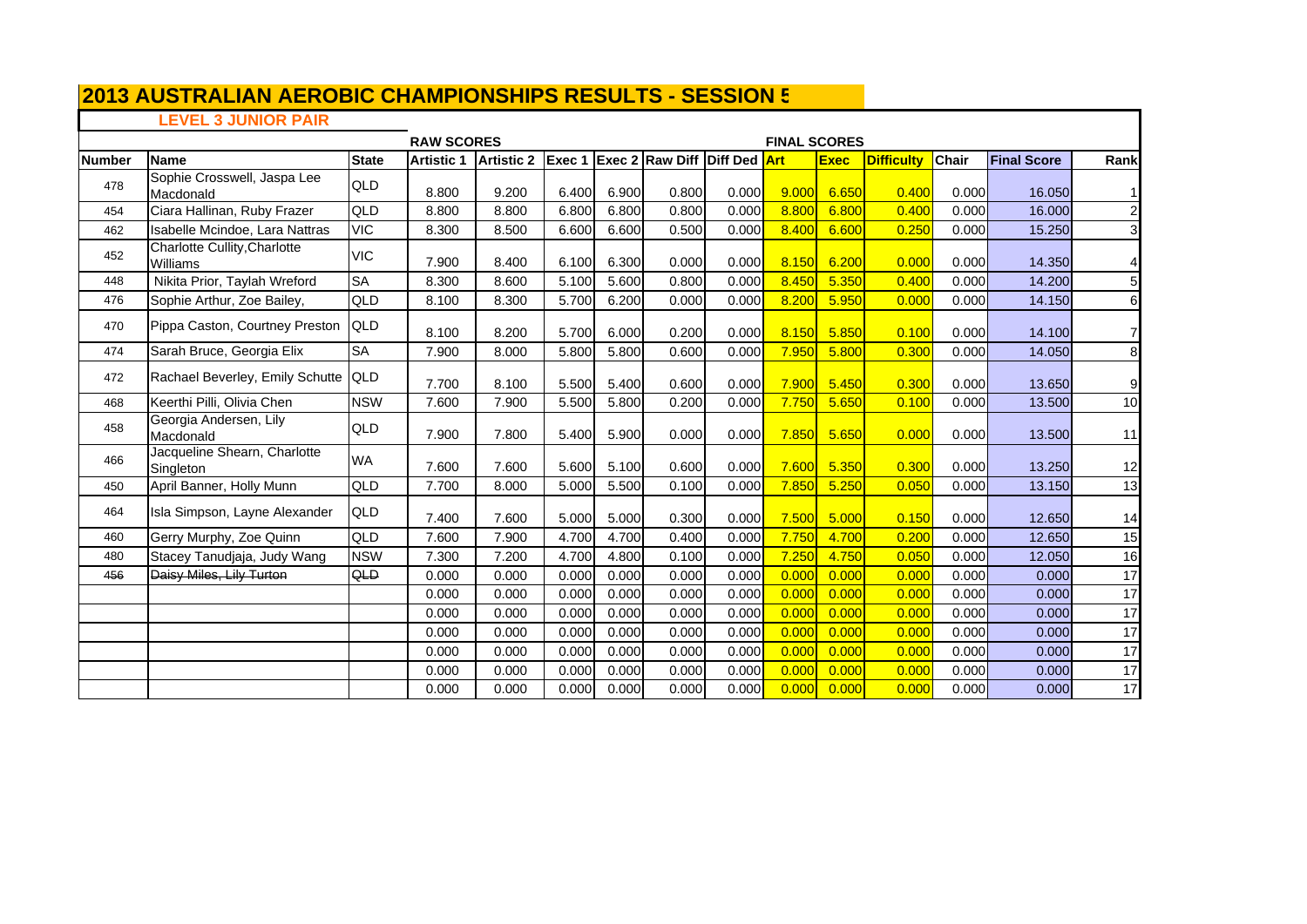# 2013 AUSTRALIAN AEROBIC CHAMPIONSHIPS RESULTS - SESSION 5

## LEVEL 3 JUNIOR PAIR

| | | | RAW SCORES | | | | | | FINAL SCORES | | | | | |
|---|---|---|---|---|---|---|---|---|---|---|---|---|---|---|
| **Number** | **Name** | **State** | **Artistic 1** | **Artistic 2** | **Exec 1** | **Exec 2** | **Raw Diff** | **Diff Ded** | **Art** | **Exec** | **Difficulty** | **Chair** | **Final Score** | **Rank** |
| 478 | Sophie Crosswell, Jaspa Lee Macdonald | QLD | 8.800 | 9.200 | 6.400 | 6.900 | 0.800 | 0.000 | 9.000 | 6.650 | 0.400 | 0.000 | 16.050 | 1 |
| 454 | Ciara Hallinan, Ruby Frazer | QLD | 8.800 | 8.800 | 6.800 | 6.800 | 0.800 | 0.000 | 8.800 | 6.800 | 0.400 | 0.000 | 16.000 | 2 |
| 462 | Isabelle Mcindoe, Lara Nattras | VIC | 8.300 | 8.500 | 6.600 | 6.600 | 0.500 | 0.000 | 8.400 | 6.600 | 0.250 | 0.000 | 15.250 | 3 |
| 452 | Charlotte Cullity,Charlotte Williams | VIC | 7.900 | 8.400 | 6.100 | 6.300 | 0.000 | 0.000 | 8.150 | 6.200 | 0.000 | 0.000 | 14.350 | 4 |
| 448 | Nikita Prior, Taylah Wreford | SA | 8.300 | 8.600 | 5.100 | 5.600 | 0.800 | 0.000 | 8.450 | 5.350 | 0.400 | 0.000 | 14.200 | 5 |
| 476 | Sophie Arthur, Zoe Bailey, | QLD | 8.100 | 8.300 | 5.700 | 6.200 | 0.000 | 0.000 | 8.200 | 5.950 | 0.000 | 0.000 | 14.150 | 6 |
| 470 | Pippa Caston, Courtney Preston | QLD | 8.100 | 8.200 | 5.700 | 6.000 | 0.200 | 0.000 | 8.150 | 5.850 | 0.100 | 0.000 | 14.100 | 7 |
| 474 | Sarah Bruce, Georgia Elix | SA | 7.900 | 8.000 | 5.800 | 5.800 | 0.600 | 0.000 | 7.950 | 5.800 | 0.300 | 0.000 | 14.050 | 8 |
| 472 | Rachael Beverley, Emily Schutte | QLD | 7.700 | 8.100 | 5.500 | 5.400 | 0.600 | 0.000 | 7.900 | 5.450 | 0.300 | 0.000 | 13.650 | 9 |
| 468 | Keerthi Pilli, Olivia Chen | NSW | 7.600 | 7.900 | 5.500 | 5.800 | 0.200 | 0.000 | 7.750 | 5.650 | 0.100 | 0.000 | 13.500 | 10 |
| 458 | Georgia Andersen, Lily Macdonald | QLD | 7.900 | 7.800 | 5.400 | 5.900 | 0.000 | 0.000 | 7.850 | 5.650 | 0.000 | 0.000 | 13.500 | 11 |
| 466 | Jacqueline Shearn, Charlotte Singleton | WA | 7.600 | 7.600 | 5.600 | 5.100 | 0.600 | 0.000 | 7.600 | 5.350 | 0.300 | 0.000 | 13.250 | 12 |
| 450 | April Banner, Holly Munn | QLD | 7.700 | 8.000 | 5.000 | 5.500 | 0.100 | 0.000 | 7.850 | 5.250 | 0.050 | 0.000 | 13.150 | 13 |
| 464 | Isla Simpson, Layne Alexander | QLD | 7.400 | 7.600 | 5.000 | 5.000 | 0.300 | 0.000 | 7.500 | 5.000 | 0.150 | 0.000 | 12.650 | 14 |
| 460 | Gerry Murphy, Zoe Quinn | QLD | 7.600 | 7.900 | 4.700 | 4.700 | 0.400 | 0.000 | 7.750 | 4.700 | 0.200 | 0.000 | 12.650 | 15 |
| 480 | Stacey Tanudjaja, Judy Wang | NSW | 7.300 | 7.200 | 4.700 | 4.800 | 0.100 | 0.000 | 7.250 | 4.750 | 0.050 | 0.000 | 12.050 | 16 |
| ~~456~~ | ~~Daisy Miles, Lily Turton~~ | ~~QLD~~ | 0.000 | 0.000 | 0.000 | 0.000 | 0.000 | 0.000 | 0.000 | 0.000 | 0.000 | 0.000 | 0.000 | 17 |
| | | | 0.000 | 0.000 | 0.000 | 0.000 | 0.000 | 0.000 | 0.000 | 0.000 | 0.000 | 0.000 | 0.000 | 17 |
| | | | 0.000 | 0.000 | 0.000 | 0.000 | 0.000 | 0.000 | 0.000 | 0.000 | 0.000 | 0.000 | 0.000 | 17 |
| | | | 0.000 | 0.000 | 0.000 | 0.000 | 0.000 | 0.000 | 0.000 | 0.000 | 0.000 | 0.000 | 0.000 | 17 |
| | | | 0.000 | 0.000 | 0.000 | 0.000 | 0.000 | 0.000 | 0.000 | 0.000 | 0.000 | 0.000 | 0.000 | 17 |
| | | | 0.000 | 0.000 | 0.000 | 0.000 | 0.000 | 0.000 | 0.000 | 0.000 | 0.000 | 0.000 | 0.000 | 17 |
| | | | 0.000 | 0.000 | 0.000 | 0.000 | 0.000 | 0.000 | 0.000 | 0.000 | 0.000 | 0.000 | 0.000 | 17 |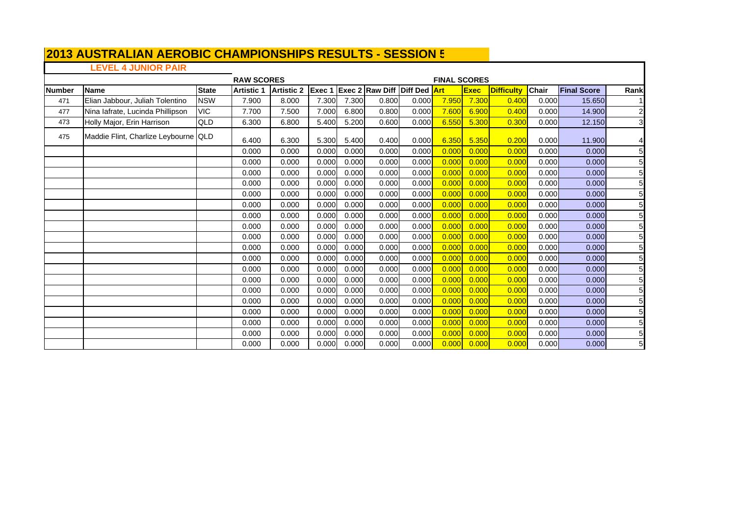# 2013 AUSTRALIAN AEROBIC CHAMPIONSHIPS RESULTS - SESSION 5

## LEVEL 4 JUNIOR PAIR

| | | | RAW SCORES | | | | | | FINAL SCORES | | | | | |
|---|---|---|---|---|---|---|---|---|---|---|---|---|---|---|
| Number | Name | State | Artistic 1 | Artistic 2 | Exec 1 | Exec 2 | Raw Diff | Diff Ded | Art | Exec | Difficulty | Chair | Final Score | Rank |
| 471 | Elian Jabbour, Juliah Tolentino | NSW | 7.900 | 8.000 | 7.300 | 7.300 | 0.800 | 0.000 | 7.950 | 7.300 | 0.400 | 0.000 | 15.650 | 1 |
| 477 | Nina Iafrate, Lucinda Phillipson | VIC | 7.700 | 7.500 | 7.000 | 6.800 | 0.800 | 0.000 | 7.600 | 6.900 | 0.400 | 0.000 | 14.900 | 2 |
| 473 | Holly Major, Erin Harrison | QLD | 6.300 | 6.800 | 5.400 | 5.200 | 0.600 | 0.000 | 6.550 | 5.300 | 0.300 | 0.000 | 12.150 | 3 |
| 475 | Maddie Flint, Charlize Leybourne | QLD | 6.400 | 6.300 | 5.300 | 5.400 | 0.400 | 0.000 | 6.350 | 5.350 | 0.200 | 0.000 | 11.900 | 4 |
| | | | 0.000 | 0.000 | 0.000 | 0.000 | 0.000 | 0.000 | 0.000 | 0.000 | 0.000 | 0.000 | 0.000 | 5 |
| | | | 0.000 | 0.000 | 0.000 | 0.000 | 0.000 | 0.000 | 0.000 | 0.000 | 0.000 | 0.000 | 0.000 | 5 |
| | | | 0.000 | 0.000 | 0.000 | 0.000 | 0.000 | 0.000 | 0.000 | 0.000 | 0.000 | 0.000 | 0.000 | 5 |
| | | | 0.000 | 0.000 | 0.000 | 0.000 | 0.000 | 0.000 | 0.000 | 0.000 | 0.000 | 0.000 | 0.000 | 5 |
| | | | 0.000 | 0.000 | 0.000 | 0.000 | 0.000 | 0.000 | 0.000 | 0.000 | 0.000 | 0.000 | 0.000 | 5 |
| | | | 0.000 | 0.000 | 0.000 | 0.000 | 0.000 | 0.000 | 0.000 | 0.000 | 0.000 | 0.000 | 0.000 | 5 |
| | | | 0.000 | 0.000 | 0.000 | 0.000 | 0.000 | 0.000 | 0.000 | 0.000 | 0.000 | 0.000 | 0.000 | 5 |
| | | | 0.000 | 0.000 | 0.000 | 0.000 | 0.000 | 0.000 | 0.000 | 0.000 | 0.000 | 0.000 | 0.000 | 5 |
| | | | 0.000 | 0.000 | 0.000 | 0.000 | 0.000 | 0.000 | 0.000 | 0.000 | 0.000 | 0.000 | 0.000 | 5 |
| | | | 0.000 | 0.000 | 0.000 | 0.000 | 0.000 | 0.000 | 0.000 | 0.000 | 0.000 | 0.000 | 0.000 | 5 |
| | | | 0.000 | 0.000 | 0.000 | 0.000 | 0.000 | 0.000 | 0.000 | 0.000 | 0.000 | 0.000 | 0.000 | 5 |
| | | | 0.000 | 0.000 | 0.000 | 0.000 | 0.000 | 0.000 | 0.000 | 0.000 | 0.000 | 0.000 | 0.000 | 5 |
| | | | 0.000 | 0.000 | 0.000 | 0.000 | 0.000 | 0.000 | 0.000 | 0.000 | 0.000 | 0.000 | 0.000 | 5 |
| | | | 0.000 | 0.000 | 0.000 | 0.000 | 0.000 | 0.000 | 0.000 | 0.000 | 0.000 | 0.000 | 0.000 | 5 |
| | | | 0.000 | 0.000 | 0.000 | 0.000 | 0.000 | 0.000 | 0.000 | 0.000 | 0.000 | 0.000 | 0.000 | 5 |
| | | | 0.000 | 0.000 | 0.000 | 0.000 | 0.000 | 0.000 | 0.000 | 0.000 | 0.000 | 0.000 | 0.000 | 5 |
| | | | 0.000 | 0.000 | 0.000 | 0.000 | 0.000 | 0.000 | 0.000 | 0.000 | 0.000 | 0.000 | 0.000 | 5 |
| | | | 0.000 | 0.000 | 0.000 | 0.000 | 0.000 | 0.000 | 0.000 | 0.000 | 0.000 | 0.000 | 0.000 | 5 |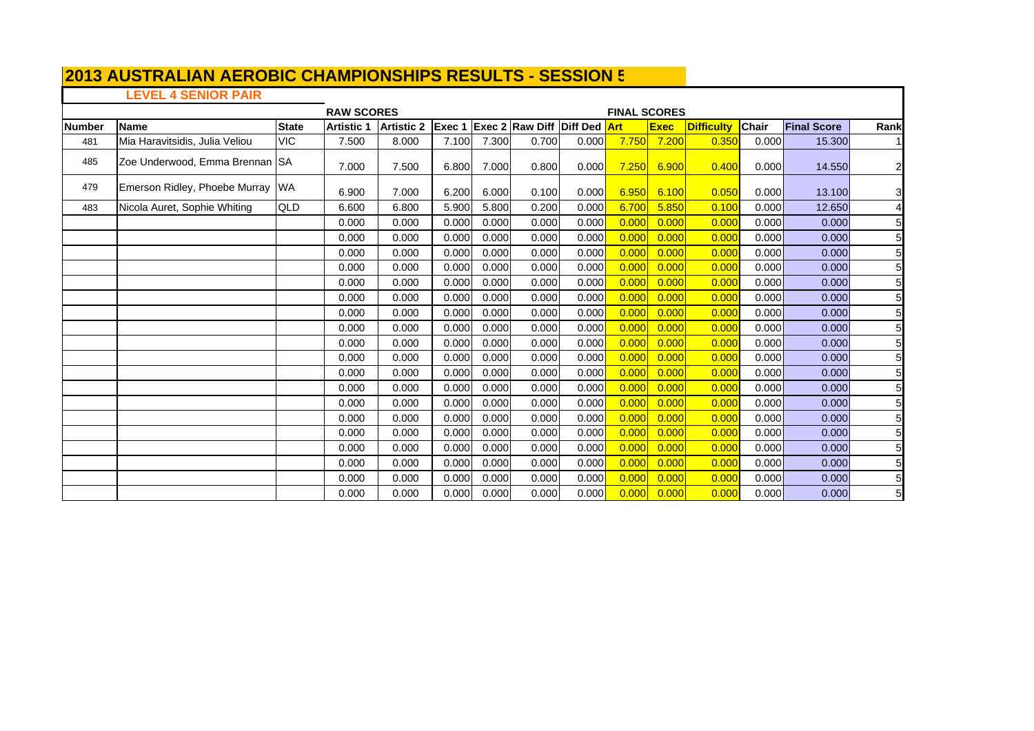# 2013 AUSTRALIAN AEROBIC CHAMPIONSHIPS RESULTS - SESSION 5

## LEVEL 4 SENIOR PAIR

| | | | RAW SCORES | | | | | | FINAL SCORES | | | | | |
|---|---|---|---|---|---|---|---|---|---|---|---|---|---|---|
| **Number** | **Name** | **State** | **Artistic 1** | **Artistic 2** | **Exec 1** | **Exec 2** | **Raw Diff** | **Diff Ded** | **Art** | **Exec** | **Difficulty** | **Chair** | **Final Score** | **Rank** |
| 481 | Mia Haravitsidis, Julia Veliou | VIC | 7.500 | 8.000 | 7.100 | 7.300 | 0.700 | 0.000 | 7.750 | 7.200 | 0.350 | 0.000 | 15.300 | 1 |
| 485 | Zoe Underwood, Emma Brennan | SA | 7.000 | 7.500 | 6.800 | 7.000 | 0.800 | 0.000 | 7.250 | 6.900 | 0.400 | 0.000 | 14.550 | 2 |
| 479 | Emerson Ridley, Phoebe Murray | WA | 6.900 | 7.000 | 6.200 | 6.000 | 0.100 | 0.000 | 6.950 | 6.100 | 0.050 | 0.000 | 13.100 | 3 |
| 483 | Nicola Auret, Sophie Whiting | QLD | 6.600 | 6.800 | 5.900 | 5.800 | 0.200 | 0.000 | 6.700 | 5.850 | 0.100 | 0.000 | 12.650 | 4 |
| | | | 0.000 | 0.000 | 0.000 | 0.000 | 0.000 | 0.000 | 0.000 | 0.000 | 0.000 | 0.000 | 0.000 | 5 |
| | | | 0.000 | 0.000 | 0.000 | 0.000 | 0.000 | 0.000 | 0.000 | 0.000 | 0.000 | 0.000 | 0.000 | 5 |
| | | | 0.000 | 0.000 | 0.000 | 0.000 | 0.000 | 0.000 | 0.000 | 0.000 | 0.000 | 0.000 | 0.000 | 5 |
| | | | 0.000 | 0.000 | 0.000 | 0.000 | 0.000 | 0.000 | 0.000 | 0.000 | 0.000 | 0.000 | 0.000 | 5 |
| | | | 0.000 | 0.000 | 0.000 | 0.000 | 0.000 | 0.000 | 0.000 | 0.000 | 0.000 | 0.000 | 0.000 | 5 |
| | | | 0.000 | 0.000 | 0.000 | 0.000 | 0.000 | 0.000 | 0.000 | 0.000 | 0.000 | 0.000 | 0.000 | 5 |
| | | | 0.000 | 0.000 | 0.000 | 0.000 | 0.000 | 0.000 | 0.000 | 0.000 | 0.000 | 0.000 | 0.000 | 5 |
| | | | 0.000 | 0.000 | 0.000 | 0.000 | 0.000 | 0.000 | 0.000 | 0.000 | 0.000 | 0.000 | 0.000 | 5 |
| | | | 0.000 | 0.000 | 0.000 | 0.000 | 0.000 | 0.000 | 0.000 | 0.000 | 0.000 | 0.000 | 0.000 | 5 |
| | | | 0.000 | 0.000 | 0.000 | 0.000 | 0.000 | 0.000 | 0.000 | 0.000 | 0.000 | 0.000 | 0.000 | 5 |
| | | | 0.000 | 0.000 | 0.000 | 0.000 | 0.000 | 0.000 | 0.000 | 0.000 | 0.000 | 0.000 | 0.000 | 5 |
| | | | 0.000 | 0.000 | 0.000 | 0.000 | 0.000 | 0.000 | 0.000 | 0.000 | 0.000 | 0.000 | 0.000 | 5 |
| | | | 0.000 | 0.000 | 0.000 | 0.000 | 0.000 | 0.000 | 0.000 | 0.000 | 0.000 | 0.000 | 0.000 | 5 |
| | | | 0.000 | 0.000 | 0.000 | 0.000 | 0.000 | 0.000 | 0.000 | 0.000 | 0.000 | 0.000 | 0.000 | 5 |
| | | | 0.000 | 0.000 | 0.000 | 0.000 | 0.000 | 0.000 | 0.000 | 0.000 | 0.000 | 0.000 | 0.000 | 5 |
| | | | 0.000 | 0.000 | 0.000 | 0.000 | 0.000 | 0.000 | 0.000 | 0.000 | 0.000 | 0.000 | 0.000 | 5 |
| | | | 0.000 | 0.000 | 0.000 | 0.000 | 0.000 | 0.000 | 0.000 | 0.000 | 0.000 | 0.000 | 0.000 | 5 |
| | | | 0.000 | 0.000 | 0.000 | 0.000 | 0.000 | 0.000 | 0.000 | 0.000 | 0.000 | 0.000 | 0.000 | 5 |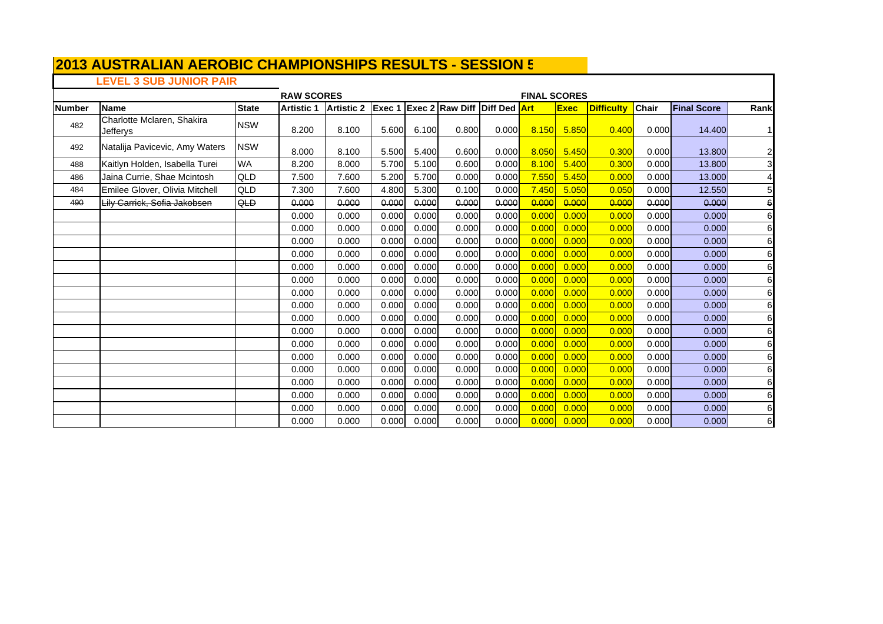# 2013 AUSTRALIAN AEROBIC CHAMPIONSHIPS RESULTS - SESSION 5

## LEVEL 3 SUB JUNIOR PAIR

| | | | RAW SCORES | | | | | | FINAL SCORES | | | | | |
|---|---|---|---|---|---|---|---|---|---|---|---|---|---|---|
| **Number** | **Name** | **State** | **Artistic 1** | **Artistic 2** | **Exec 1** | **Exec 2** | **Raw Diff** | **Diff Ded** | **Art** | **Exec** | **Difficulty** | **Chair** | **Final Score** | **Rank** |
| 482 | Charlotte Mclaren, Shakira Jefferys | NSW | 8.200 | 8.100 | 5.600 | 6.100 | 0.800 | 0.000 | 8.150 | 5.850 | 0.400 | 0.000 | 14.400 | 1 |
| 492 | Natalija Pavicevic, Amy Waters | NSW | 8.000 | 8.100 | 5.500 | 5.400 | 0.600 | 0.000 | 8.050 | 5.450 | 0.300 | 0.000 | 13.800 | 2 |
| 488 | Kaitlyn Holden, Isabella Turei | WA | 8.200 | 8.000 | 5.700 | 5.100 | 0.600 | 0.000 | 8.100 | 5.400 | 0.300 | 0.000 | 13.800 | 3 |
| 486 | Jaina Currie, Shae Mcintosh | QLD | 7.500 | 7.600 | 5.200 | 5.700 | 0.000 | 0.000 | 7.550 | 5.450 | 0.000 | 0.000 | 13.000 | 4 |
| 484 | Emilee Glover, Olivia Mitchell | QLD | 7.300 | 7.600 | 4.800 | 5.300 | 0.100 | 0.000 | 7.450 | 5.050 | 0.050 | 0.000 | 12.550 | 5 |
| ~~490~~ | ~~Lily Carrick, Sofia Jakobsen~~ | ~~QLD~~ | ~~0.000~~ | ~~0.000~~ | ~~0.000~~ | ~~0.000~~ | ~~0.000~~ | ~~0.000~~ | ~~0.000~~ | ~~0.000~~ | ~~0.000~~ | ~~0.000~~ | ~~0.000~~ | ~~6~~ |
| | | | 0.000 | 0.000 | 0.000 | 0.000 | 0.000 | 0.000 | 0.000 | 0.000 | 0.000 | 0.000 | 0.000 | 6 |
| | | | 0.000 | 0.000 | 0.000 | 0.000 | 0.000 | 0.000 | 0.000 | 0.000 | 0.000 | 0.000 | 0.000 | 6 |
| | | | 0.000 | 0.000 | 0.000 | 0.000 | 0.000 | 0.000 | 0.000 | 0.000 | 0.000 | 0.000 | 0.000 | 6 |
| | | | 0.000 | 0.000 | 0.000 | 0.000 | 0.000 | 0.000 | 0.000 | 0.000 | 0.000 | 0.000 | 0.000 | 6 |
| | | | 0.000 | 0.000 | 0.000 | 0.000 | 0.000 | 0.000 | 0.000 | 0.000 | 0.000 | 0.000 | 0.000 | 6 |
| | | | 0.000 | 0.000 | 0.000 | 0.000 | 0.000 | 0.000 | 0.000 | 0.000 | 0.000 | 0.000 | 0.000 | 6 |
| | | | 0.000 | 0.000 | 0.000 | 0.000 | 0.000 | 0.000 | 0.000 | 0.000 | 0.000 | 0.000 | 0.000 | 6 |
| | | | 0.000 | 0.000 | 0.000 | 0.000 | 0.000 | 0.000 | 0.000 | 0.000 | 0.000 | 0.000 | 0.000 | 6 |
| | | | 0.000 | 0.000 | 0.000 | 0.000 | 0.000 | 0.000 | 0.000 | 0.000 | 0.000 | 0.000 | 0.000 | 6 |
| | | | 0.000 | 0.000 | 0.000 | 0.000 | 0.000 | 0.000 | 0.000 | 0.000 | 0.000 | 0.000 | 0.000 | 6 |
| | | | 0.000 | 0.000 | 0.000 | 0.000 | 0.000 | 0.000 | 0.000 | 0.000 | 0.000 | 0.000 | 0.000 | 6 |
| | | | 0.000 | 0.000 | 0.000 | 0.000 | 0.000 | 0.000 | 0.000 | 0.000 | 0.000 | 0.000 | 0.000 | 6 |
| | | | 0.000 | 0.000 | 0.000 | 0.000 | 0.000 | 0.000 | 0.000 | 0.000 | 0.000 | 0.000 | 0.000 | 6 |
| | | | 0.000 | 0.000 | 0.000 | 0.000 | 0.000 | 0.000 | 0.000 | 0.000 | 0.000 | 0.000 | 0.000 | 6 |
| | | | 0.000 | 0.000 | 0.000 | 0.000 | 0.000 | 0.000 | 0.000 | 0.000 | 0.000 | 0.000 | 0.000 | 6 |
| | | | 0.000 | 0.000 | 0.000 | 0.000 | 0.000 | 0.000 | 0.000 | 0.000 | 0.000 | 0.000 | 0.000 | 6 |
| | | | 0.000 | 0.000 | 0.000 | 0.000 | 0.000 | 0.000 | 0.000 | 0.000 | 0.000 | 0.000 | 0.000 | 6 |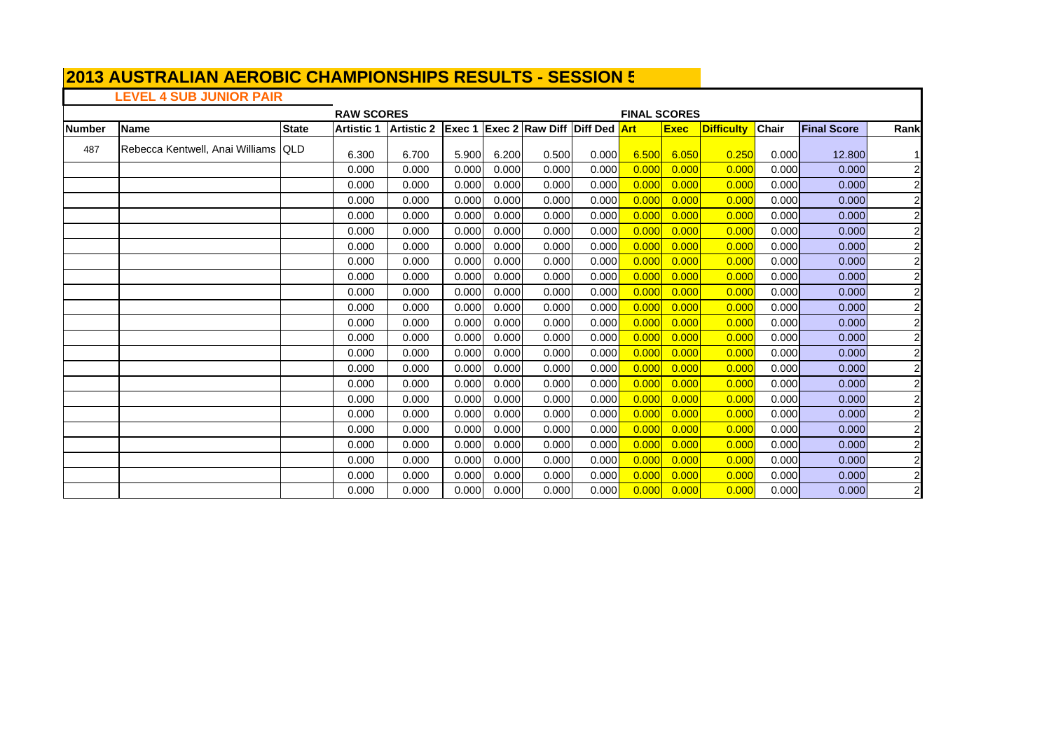# 2013 AUSTRALIAN AEROBIC CHAMPIONSHIPS RESULTS - SESSION 5

## LEVEL 4 SUB JUNIOR PAIR

| | | | RAW SCORES | | | | | | FINAL SCORES | | | | | |
|---|---|---|---|---|---|---|---|---|---|---|---|---|---|---|
| **Number** | **Name** | **State** | **Artistic 1** | **Artistic 2** | **Exec 1** | **Exec 2** | **Raw Diff** | **Diff Ded** | **Art** | **Exec** | **Difficulty** | **Chair** | **Final Score** | **Rank** |
| 487 | Rebecca Kentwell, Anai Williams | QLD | 6.300 | 6.700 | 5.900 | 6.200 | 0.500 | 0.000 | 6.500 | 6.050 | 0.250 | 0.000 | 12.800 | 1 |
| | | | 0.000 | 0.000 | 0.000 | 0.000 | 0.000 | 0.000 | 0.000 | 0.000 | 0.000 | 0.000 | 0.000 | 2 |
| | | | 0.000 | 0.000 | 0.000 | 0.000 | 0.000 | 0.000 | 0.000 | 0.000 | 0.000 | 0.000 | 0.000 | 2 |
| | | | 0.000 | 0.000 | 0.000 | 0.000 | 0.000 | 0.000 | 0.000 | 0.000 | 0.000 | 0.000 | 0.000 | 2 |
| | | | 0.000 | 0.000 | 0.000 | 0.000 | 0.000 | 0.000 | 0.000 | 0.000 | 0.000 | 0.000 | 0.000 | 2 |
| | | | 0.000 | 0.000 | 0.000 | 0.000 | 0.000 | 0.000 | 0.000 | 0.000 | 0.000 | 0.000 | 0.000 | 2 |
| | | | 0.000 | 0.000 | 0.000 | 0.000 | 0.000 | 0.000 | 0.000 | 0.000 | 0.000 | 0.000 | 0.000 | 2 |
| | | | 0.000 | 0.000 | 0.000 | 0.000 | 0.000 | 0.000 | 0.000 | 0.000 | 0.000 | 0.000 | 0.000 | 2 |
| | | | 0.000 | 0.000 | 0.000 | 0.000 | 0.000 | 0.000 | 0.000 | 0.000 | 0.000 | 0.000 | 0.000 | 2 |
| | | | 0.000 | 0.000 | 0.000 | 0.000 | 0.000 | 0.000 | 0.000 | 0.000 | 0.000 | 0.000 | 0.000 | 2 |
| | | | 0.000 | 0.000 | 0.000 | 0.000 | 0.000 | 0.000 | 0.000 | 0.000 | 0.000 | 0.000 | 0.000 | 2 |
| | | | 0.000 | 0.000 | 0.000 | 0.000 | 0.000 | 0.000 | 0.000 | 0.000 | 0.000 | 0.000 | 0.000 | 2 |
| | | | 0.000 | 0.000 | 0.000 | 0.000 | 0.000 | 0.000 | 0.000 | 0.000 | 0.000 | 0.000 | 0.000 | 2 |
| | | | 0.000 | 0.000 | 0.000 | 0.000 | 0.000 | 0.000 | 0.000 | 0.000 | 0.000 | 0.000 | 0.000 | 2 |
| | | | 0.000 | 0.000 | 0.000 | 0.000 | 0.000 | 0.000 | 0.000 | 0.000 | 0.000 | 0.000 | 0.000 | 2 |
| | | | 0.000 | 0.000 | 0.000 | 0.000 | 0.000 | 0.000 | 0.000 | 0.000 | 0.000 | 0.000 | 0.000 | 2 |
| | | | 0.000 | 0.000 | 0.000 | 0.000 | 0.000 | 0.000 | 0.000 | 0.000 | 0.000 | 0.000 | 0.000 | 2 |
| | | | 0.000 | 0.000 | 0.000 | 0.000 | 0.000 | 0.000 | 0.000 | 0.000 | 0.000 | 0.000 | 0.000 | 2 |
| | | | 0.000 | 0.000 | 0.000 | 0.000 | 0.000 | 0.000 | 0.000 | 0.000 | 0.000 | 0.000 | 0.000 | 2 |
| | | | 0.000 | 0.000 | 0.000 | 0.000 | 0.000 | 0.000 | 0.000 | 0.000 | 0.000 | 0.000 | 0.000 | 2 |
| | | | 0.000 | 0.000 | 0.000 | 0.000 | 0.000 | 0.000 | 0.000 | 0.000 | 0.000 | 0.000 | 0.000 | 2 |
| | | | 0.000 | 0.000 | 0.000 | 0.000 | 0.000 | 0.000 | 0.000 | 0.000 | 0.000 | 0.000 | 0.000 | 2 |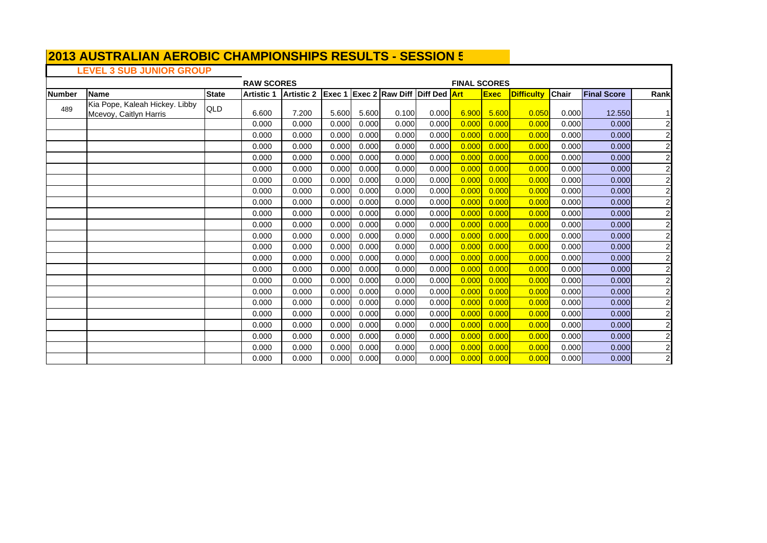# 2013 AUSTRALIAN AEROBIC CHAMPIONSHIPS RESULTS - SESSION 5

## LEVEL 3 SUB JUNIOR GROUP

| | | | RAW SCORES | | | | | | FINAL SCORES | | | | | |
|---|---|---|---|---|---|---|---|---|---|---|---|---|---|---|
| Number | Name | State | Artistic 1 | Artistic 2 | Exec 1 | Exec 2 | Raw Diff | Diff Ded | Art | Exec | Difficulty | Chair | Final Score | Rank |
| 489 | Kia Pope, Kaleah Hickey. Libby Mcevoy, Caitlyn Harris | QLD | 6.600 | 7.200 | 5.600 | 5.600 | 0.100 | 0.000 | 6.900 | 5.600 | 0.050 | 0.000 | 12.550 | 1 |
| | | | 0.000 | 0.000 | 0.000 | 0.000 | 0.000 | 0.000 | 0.000 | 0.000 | 0.000 | 0.000 | 0.000 | 2 |
| | | | 0.000 | 0.000 | 0.000 | 0.000 | 0.000 | 0.000 | 0.000 | 0.000 | 0.000 | 0.000 | 0.000 | 2 |
| | | | 0.000 | 0.000 | 0.000 | 0.000 | 0.000 | 0.000 | 0.000 | 0.000 | 0.000 | 0.000 | 0.000 | 2 |
| | | | 0.000 | 0.000 | 0.000 | 0.000 | 0.000 | 0.000 | 0.000 | 0.000 | 0.000 | 0.000 | 0.000 | 2 |
| | | | 0.000 | 0.000 | 0.000 | 0.000 | 0.000 | 0.000 | 0.000 | 0.000 | 0.000 | 0.000 | 0.000 | 2 |
| | | | 0.000 | 0.000 | 0.000 | 0.000 | 0.000 | 0.000 | 0.000 | 0.000 | 0.000 | 0.000 | 0.000 | 2 |
| | | | 0.000 | 0.000 | 0.000 | 0.000 | 0.000 | 0.000 | 0.000 | 0.000 | 0.000 | 0.000 | 0.000 | 2 |
| | | | 0.000 | 0.000 | 0.000 | 0.000 | 0.000 | 0.000 | 0.000 | 0.000 | 0.000 | 0.000 | 0.000 | 2 |
| | | | 0.000 | 0.000 | 0.000 | 0.000 | 0.000 | 0.000 | 0.000 | 0.000 | 0.000 | 0.000 | 0.000 | 2 |
| | | | 0.000 | 0.000 | 0.000 | 0.000 | 0.000 | 0.000 | 0.000 | 0.000 | 0.000 | 0.000 | 0.000 | 2 |
| | | | 0.000 | 0.000 | 0.000 | 0.000 | 0.000 | 0.000 | 0.000 | 0.000 | 0.000 | 0.000 | 0.000 | 2 |
| | | | 0.000 | 0.000 | 0.000 | 0.000 | 0.000 | 0.000 | 0.000 | 0.000 | 0.000 | 0.000 | 0.000 | 2 |
| | | | 0.000 | 0.000 | 0.000 | 0.000 | 0.000 | 0.000 | 0.000 | 0.000 | 0.000 | 0.000 | 0.000 | 2 |
| | | | 0.000 | 0.000 | 0.000 | 0.000 | 0.000 | 0.000 | 0.000 | 0.000 | 0.000 | 0.000 | 0.000 | 2 |
| | | | 0.000 | 0.000 | 0.000 | 0.000 | 0.000 | 0.000 | 0.000 | 0.000 | 0.000 | 0.000 | 0.000 | 2 |
| | | | 0.000 | 0.000 | 0.000 | 0.000 | 0.000 | 0.000 | 0.000 | 0.000 | 0.000 | 0.000 | 0.000 | 2 |
| | | | 0.000 | 0.000 | 0.000 | 0.000 | 0.000 | 0.000 | 0.000 | 0.000 | 0.000 | 0.000 | 0.000 | 2 |
| | | | 0.000 | 0.000 | 0.000 | 0.000 | 0.000 | 0.000 | 0.000 | 0.000 | 0.000 | 0.000 | 0.000 | 2 |
| | | | 0.000 | 0.000 | 0.000 | 0.000 | 0.000 | 0.000 | 0.000 | 0.000 | 0.000 | 0.000 | 0.000 | 2 |
| | | | 0.000 | 0.000 | 0.000 | 0.000 | 0.000 | 0.000 | 0.000 | 0.000 | 0.000 | 0.000 | 0.000 | 2 |
| | | | 0.000 | 0.000 | 0.000 | 0.000 | 0.000 | 0.000 | 0.000 | 0.000 | 0.000 | 0.000 | 0.000 | 2 |
| | | | 0.000 | 0.000 | 0.000 | 0.000 | 0.000 | 0.000 | 0.000 | 0.000 | 0.000 | 0.000 | 0.000 | 2 |